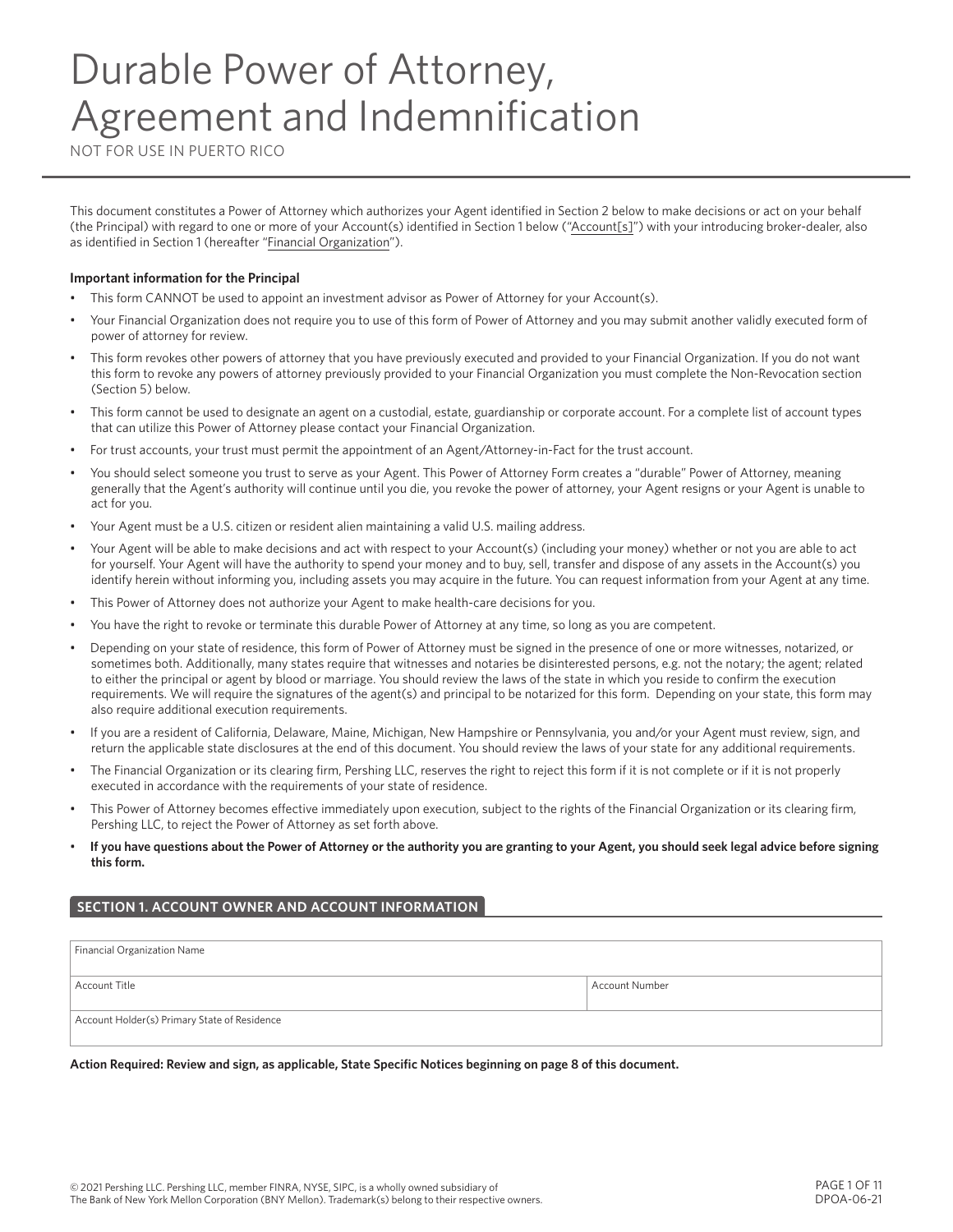# Durable Power of Attorney, Agreement and Indemnification

NOT FOR USE IN PUERTO RICO

This document constitutes a Power of Attorney which authorizes your Agent identified in Section 2 below to make decisions or act on your behalf (the Principal) with regard to one or more of your Account(s) identified in Section 1 below ("Account[s]") with your introducing broker-dealer, also as identified in Section 1 (hereafter "Financial Organization").

**Important information for the Principal**

- This form CANNOT be used to appoint an investment advisor as Power of Attorney for your Account(s).
- Your Financial Organization does not require you to use of this form of Power of Attorney and you may submit another validly executed form of power of attorney for review.
- This form revokes other powers of attorney that you have previously executed and provided to your Financial Organization. If you do not want this form to revoke any powers of attorney previously provided to your Financial Organization you must complete the Non-Revocation section (Section 5) below.
- This form cannot be used to designate an agent on a custodial, estate, guardianship or corporate account. For a complete list of account types that can utilize this Power of Attorney please contact your Financial Organization.
- For trust accounts, your trust must permit the appointment of an Agent/Attorney-in-Fact for the trust account.
- You should select someone you trust to serve as your Agent. This Power of Attorney Form creates a "durable" Power of Attorney, meaning generally that the Agent's authority will continue until you die, you revoke the power of attorney, your Agent resigns or your Agent is unable to act for you.
- Your Agent must be a U.S. citizen or resident alien maintaining a valid U.S. mailing address.
- Your Agent will be able to make decisions and act with respect to your Account(s) (including your money) whether or not you are able to act for yourself. Your Agent will have the authority to spend your money and to buy, sell, transfer and dispose of any assets in the Account(s) you identify herein without informing you, including assets you may acquire in the future. You can request information from your Agent at any time.
- This Power of Attorney does not authorize your Agent to make health-care decisions for you.
- You have the right to revoke or terminate this durable Power of Attorney at any time, so long as you are competent.
- Depending on your state of residence, this form of Power of Attorney must be signed in the presence of one or more witnesses, notarized, or sometimes both. Additionally, many states require that witnesses and notaries be disinterested persons, e.g. not the notary; the agent; related to either the principal or agent by blood or marriage. You should review the laws of the state in which you reside to confirm the execution requirements. We will require the signatures of the agent(s) and principal to be notarized for this form. Depending on your state, this form may also require additional execution requirements.
- If you are a resident of California, Delaware, Maine, Michigan, New Hampshire or Pennsylvania, you and/or your Agent must review, sign, and return the applicable state disclosures at the end of this document. You should review the laws of your state for any additional requirements.
- The Financial Organization or its clearing firm, Pershing LLC, reserves the right to reject this form if it is not complete or if it is not properly executed in accordance with the requirements of your state of residence.
- This Power of Attorney becomes effective immediately upon execution, subject to the rights of the Financial Organization or its clearing firm, Pershing LLC, to reject the Power of Attorney as set forth above.
- **If you have questions about the Power of Attorney or the authority you are granting to your Agent, you should seek legal advice before signing this form.**

## SECTION 1. ACCOUNT OWNER AND ACCOUNT INFORMATION

| Financial Organization Name | |
|---|---|
| Account Title | Account Number |
| Account Holder(s) Primary State of Residence | |

**Action Required: Review and sign, as applicable, State Specific Notices beginning on page 8 of this document.**

© 2021 Pershing LLC. Pershing LLC, member FINRA, NYSE, SIPC, is a wholly owned subsidiary of The Bank of New York Mellon Corporation (BNY Mellon). Trademark(s) belong to their respective owners.

DPOA-06-21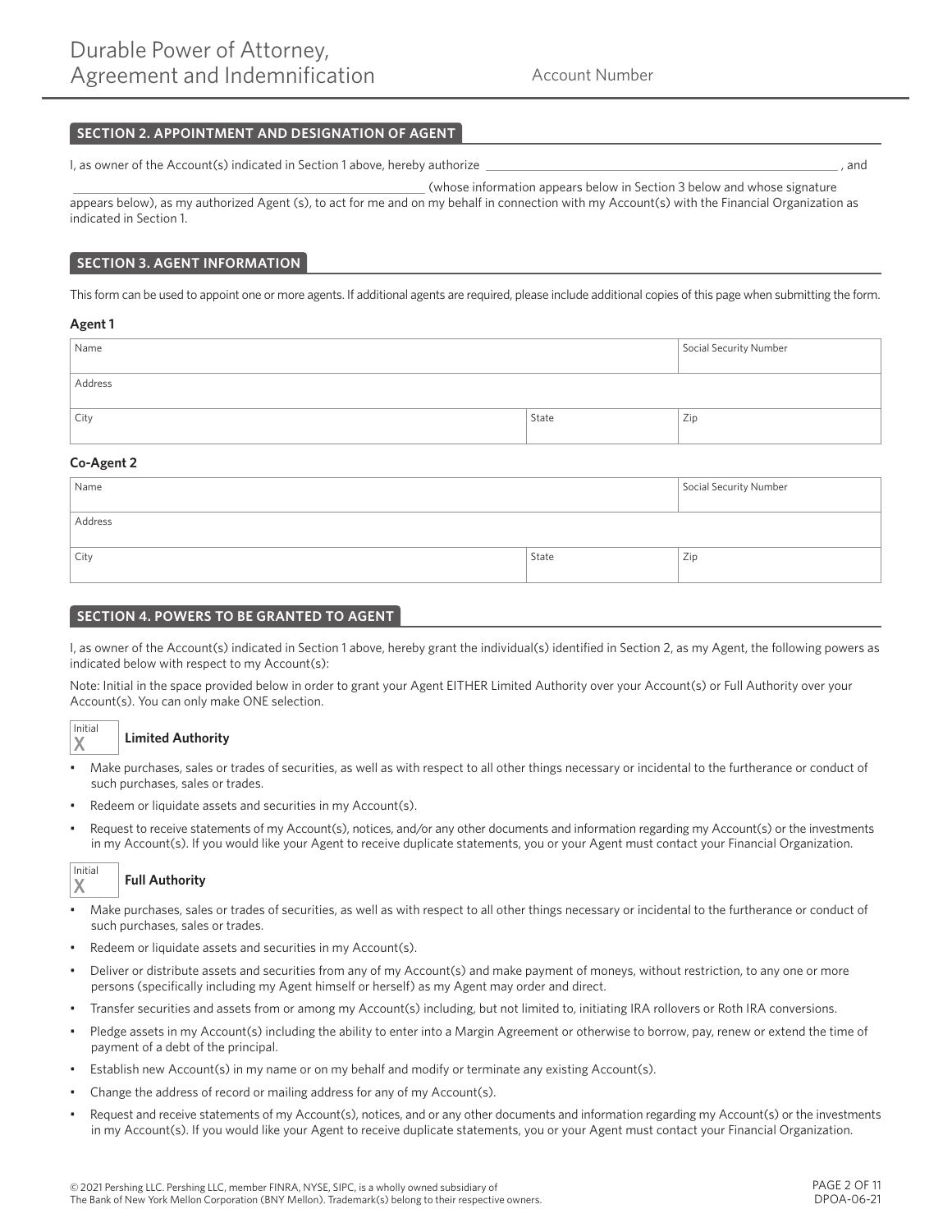# Durable Power of Attorney, Agreement and Indemnification

Account Number

## SECTION 2. APPOINTMENT AND DESIGNATION OF AGENT

I, as owner of the Account(s) indicated in Section 1 above, hereby authorize ______________________________________________ , and ______________________________________________ (whose information appears below in Section 3 below and whose signature appears below), as my authorized Agent (s), to act for me and on my behalf in connection with my Account(s) with the Financial Organization as indicated in Section 1.

## SECTION 3. AGENT INFORMATION

This form can be used to appoint one or more agents. If additional agents are required, please include additional copies of this page when submitting the form.

**Agent 1**

| Name | | Social Security Number |
|---|---|---|
| Address | | |
| City | State | Zip |

**Co-Agent 2**

| Name | | Social Security Number |
|---|---|---|
| Address | | |
| City | State | Zip |

## SECTION 4. POWERS TO BE GRANTED TO AGENT

I, as owner of the Account(s) indicated in Section 1 above, hereby grant the individual(s) identified in Section 2, as my Agent, the following powers as indicated below with respect to my Account(s):

Note: Initial in the space provided below in order to grant your Agent EITHER Limited Authority over your Account(s) or Full Authority over your Account(s). You can only make ONE selection.

Initial X **Limited Authority**

- Make purchases, sales or trades of securities, as well as with respect to all other things necessary or incidental to the furtherance or conduct of such purchases, sales or trades.
- Redeem or liquidate assets and securities in my Account(s).
- Request to receive statements of my Account(s), notices, and/or any other documents and information regarding my Account(s) or the investments in my Account(s). If you would like your Agent to receive duplicate statements, you or your Agent must contact your Financial Organization.

Initial X **Full Authority**

- Make purchases, sales or trades of securities, as well as with respect to all other things necessary or incidental to the furtherance or conduct of such purchases, sales or trades.
- Redeem or liquidate assets and securities in my Account(s).
- Deliver or distribute assets and securities from any of my Account(s) and make payment of moneys, without restriction, to any one or more persons (specifically including my Agent himself or herself) as my Agent may order and direct.
- Transfer securities and assets from or among my Account(s) including, but not limited to, initiating IRA rollovers or Roth IRA conversions.
- Pledge assets in my Account(s) including the ability to enter into a Margin Agreement or otherwise to borrow, pay, renew or extend the time of payment of a debt of the principal.
- Establish new Account(s) in my name or on my behalf and modify or terminate any existing Account(s).
- Change the address of record or mailing address for any of my Account(s).
- Request and receive statements of my Account(s), notices, and or any other documents and information regarding my Account(s) or the investments in my Account(s). If you would like your Agent to receive duplicate statements, you or your Agent must contact your Financial Organization.

© 2021 Pershing LLC. Pershing LLC, member FINRA, NYSE, SIPC, is a wholly owned subsidiary of The Bank of New York Mellon Corporation (BNY Mellon). Trademark(s) belong to their respective owners.

DPOA-06-21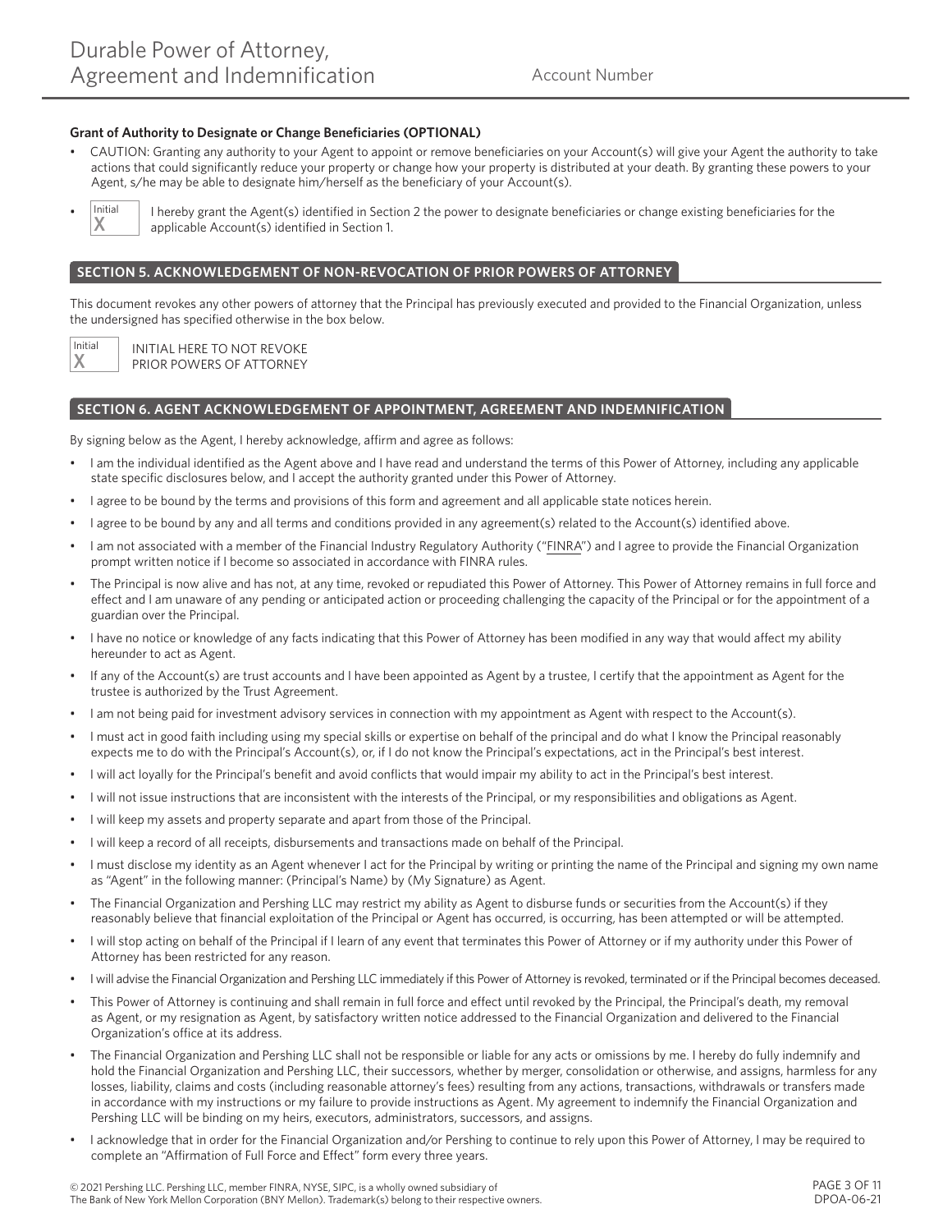**Grant of Authority to Designate or Change Beneficiaries (OPTIONAL)**

- CAUTION: Granting any authority to your Agent to appoint or remove beneficiaries on your Account(s) will give your Agent the authority to take actions that could significantly reduce your property or change how your property is distributed at your death. By granting these powers to your Agent, s/he may be able to designate him/herself as the beneficiary of your Account(s).
- Initial X — I hereby grant the Agent(s) identified in Section 2 the power to designate beneficiaries or change existing beneficiaries for the applicable Account(s) identified in Section 1.

## SECTION 5. ACKNOWLEDGEMENT OF NON-REVOCATION OF PRIOR POWERS OF ATTORNEY

This document revokes any other powers of attorney that the Principal has previously executed and provided to the Financial Organization, unless the undersigned has specified otherwise in the box below.

Initial X — INITIAL HERE TO NOT REVOKE PRIOR POWERS OF ATTORNEY

## SECTION 6. AGENT ACKNOWLEDGEMENT OF APPOINTMENT, AGREEMENT AND INDEMNIFICATION

By signing below as the Agent, I hereby acknowledge, affirm and agree as follows:

- I am the individual identified as the Agent above and I have read and understand the terms of this Power of Attorney, including any applicable state specific disclosures below, and I accept the authority granted under this Power of Attorney.
- I agree to be bound by the terms and provisions of this form and agreement and all applicable state notices herein.
- I agree to be bound by any and all terms and conditions provided in any agreement(s) related to the Account(s) identified above.
- I am not associated with a member of the Financial Industry Regulatory Authority ("FINRA") and I agree to provide the Financial Organization prompt written notice if I become so associated in accordance with FINRA rules.
- The Principal is now alive and has not, at any time, revoked or repudiated this Power of Attorney. This Power of Attorney remains in full force and effect and I am unaware of any pending or anticipated action or proceeding challenging the capacity of the Principal or for the appointment of a guardian over the Principal.
- I have no notice or knowledge of any facts indicating that this Power of Attorney has been modified in any way that would affect my ability hereunder to act as Agent.
- If any of the Account(s) are trust accounts and I have been appointed as Agent by a trustee, I certify that the appointment as Agent for the trustee is authorized by the Trust Agreement.
- I am not being paid for investment advisory services in connection with my appointment as Agent with respect to the Account(s).
- I must act in good faith including using my special skills or expertise on behalf of the principal and do what I know the Principal reasonably expects me to do with the Principal's Account(s), or, if I do not know the Principal's expectations, act in the Principal's best interest.
- I will act loyally for the Principal's benefit and avoid conflicts that would impair my ability to act in the Principal's best interest.
- I will not issue instructions that are inconsistent with the interests of the Principal, or my responsibilities and obligations as Agent.
- I will keep my assets and property separate and apart from those of the Principal.
- I will keep a record of all receipts, disbursements and transactions made on behalf of the Principal.
- I must disclose my identity as an Agent whenever I act for the Principal by writing or printing the name of the Principal and signing my own name as "Agent" in the following manner: (Principal's Name) by (My Signature) as Agent.
- The Financial Organization and Pershing LLC may restrict my ability as Agent to disburse funds or securities from the Account(s) if they reasonably believe that financial exploitation of the Principal or Agent has occurred, is occurring, has been attempted or will be attempted.
- I will stop acting on behalf of the Principal if I learn of any event that terminates this Power of Attorney or if my authority under this Power of Attorney has been restricted for any reason.
- I will advise the Financial Organization and Pershing LLC immediately if this Power of Attorney is revoked, terminated or if the Principal becomes deceased.
- This Power of Attorney is continuing and shall remain in full force and effect until revoked by the Principal, the Principal's death, my removal as Agent, or my resignation as Agent, by satisfactory written notice addressed to the Financial Organization and delivered to the Financial Organization's office at its address.
- The Financial Organization and Pershing LLC shall not be responsible or liable for any acts or omissions by me. I hereby do fully indemnify and hold the Financial Organization and Pershing LLC, their successors, whether by merger, consolidation or otherwise, and assigns, harmless for any losses, liability, claims and costs (including reasonable attorney's fees) resulting from any actions, transactions, withdrawals or transfers made in accordance with my instructions or my failure to provide instructions as Agent. My agreement to indemnify the Financial Organization and Pershing LLC will be binding on my heirs, executors, administrators, successors, and assigns.
- I acknowledge that in order for the Financial Organization and/or Pershing to continue to rely upon this Power of Attorney, I may be required to complete an "Affirmation of Full Force and Effect" form every three years.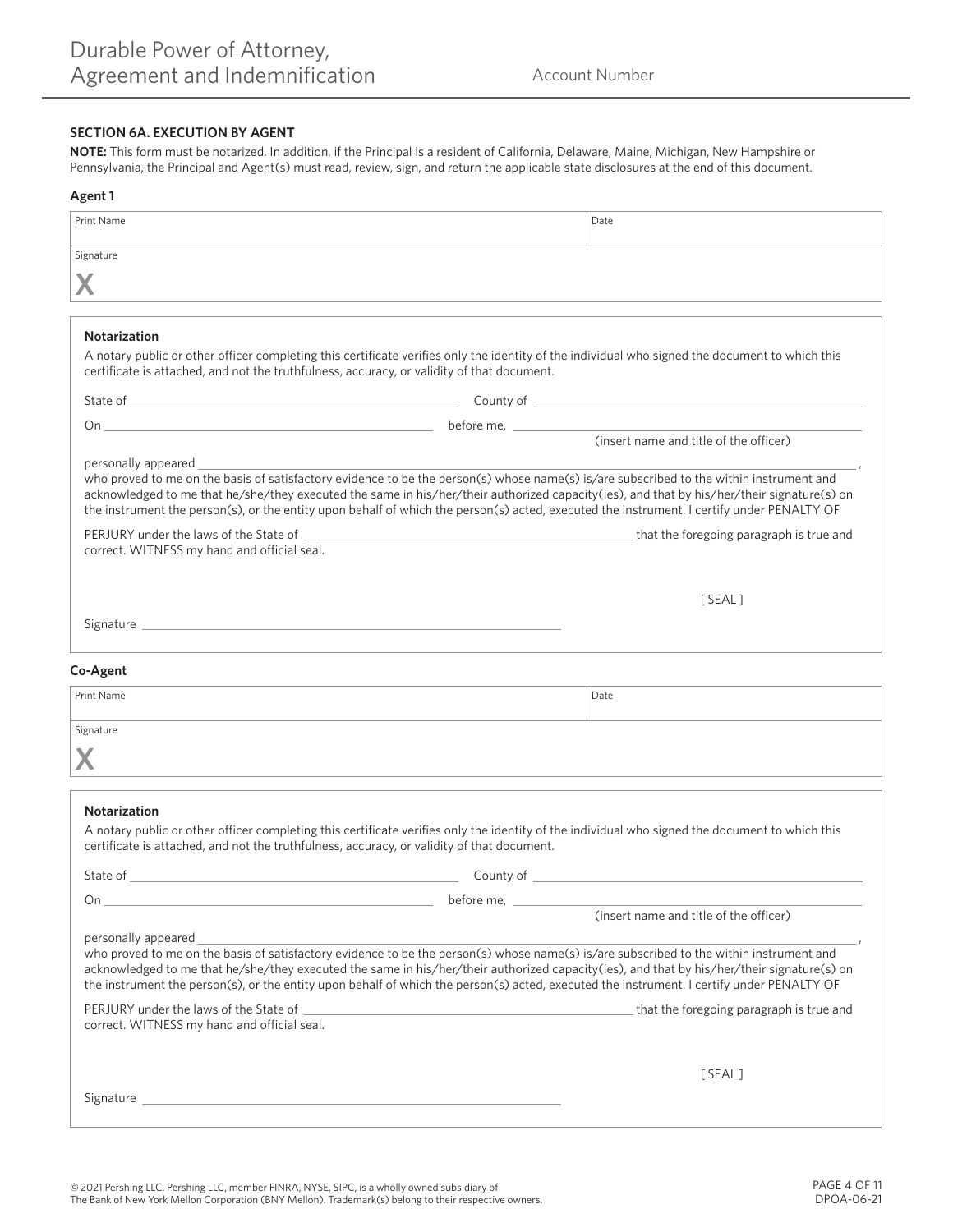Durable Power of Attorney, Agreement and Indemnification — Account Number

### SECTION 6A. EXECUTION BY AGENT

**NOTE:** This form must be notarized. In addition, if the Principal is a resident of California, Delaware, Maine, Michigan, New Hampshire or Pennsylvania, the Principal and Agent(s) must read, review, sign, and return the applicable state disclosures at the end of this document.

**Agent 1**

| Print Name | Date |
| --- | --- |
| | |

Signature

X

**Notarization**

A notary public or other officer completing this certificate verifies only the identity of the individual who signed the document to which this certificate is attached, and not the truthfulness, accuracy, or validity of that document.

State of ______________________ County of ______________________

On ______________________ before me, ______________________
(insert name and title of the officer)

personally appeared ______________________,
who proved to me on the basis of satisfactory evidence to be the person(s) whose name(s) is/are subscribed to the within instrument and acknowledged to me that he/she/they executed the same in his/her/their authorized capacity(ies), and that by his/her/their signature(s) on the instrument the person(s), or the entity upon behalf of which the person(s) acted, executed the instrument. I certify under PENALTY OF PERJURY under the laws of the State of ______________________ that the foregoing paragraph is true and correct. WITNESS my hand and official seal.

[ SEAL ]

Signature ______________________

**Co-Agent**

| Print Name | Date |
| --- | --- |
| | |

Signature

X

**Notarization**

A notary public or other officer completing this certificate verifies only the identity of the individual who signed the document to which this certificate is attached, and not the truthfulness, accuracy, or validity of that document.

State of ______________________ County of ______________________

On ______________________ before me, ______________________
(insert name and title of the officer)

personally appeared ______________________,
who proved to me on the basis of satisfactory evidence to be the person(s) whose name(s) is/are subscribed to the within instrument and acknowledged to me that he/she/they executed the same in his/her/their authorized capacity(ies), and that by his/her/their signature(s) on the instrument the person(s), or the entity upon behalf of which the person(s) acted, executed the instrument. I certify under PENALTY OF PERJURY under the laws of the State of ______________________ that the foregoing paragraph is true and correct. WITNESS my hand and official seal.

[ SEAL ]

Signature ______________________

© 2021 Pershing LLC. Pershing LLC, member FINRA, NYSE, SIPC, is a wholly owned subsidiary of The Bank of New York Mellon Corporation (BNY Mellon). Trademark(s) belong to their respective owners.

DPOA-06-21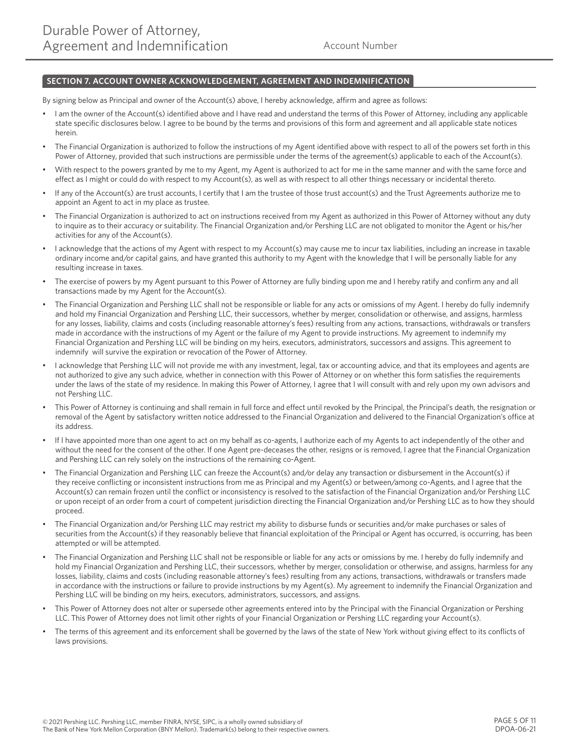# Durable Power of Attorney, Agreement and Indemnification

Account Number

## SECTION 7. ACCOUNT OWNER ACKNOWLEDGEMENT, AGREEMENT AND INDEMNIFICATION

By signing below as Principal and owner of the Account(s) above, I hereby acknowledge, affirm and agree as follows:

- I am the owner of the Account(s) identified above and I have read and understand the terms of this Power of Attorney, including any applicable state specific disclosures below. I agree to be bound by the terms and provisions of this form and agreement and all applicable state notices herein.
- The Financial Organization is authorized to follow the instructions of my Agent identified above with respect to all of the powers set forth in this Power of Attorney, provided that such instructions are permissible under the terms of the agreement(s) applicable to each of the Account(s).
- With respect to the powers granted by me to my Agent, my Agent is authorized to act for me in the same manner and with the same force and effect as I might or could do with respect to my Account(s), as well as with respect to all other things necessary or incidental thereto.
- If any of the Account(s) are trust accounts, I certify that I am the trustee of those trust account(s) and the Trust Agreements authorize me to appoint an Agent to act in my place as trustee.
- The Financial Organization is authorized to act on instructions received from my Agent as authorized in this Power of Attorney without any duty to inquire as to their accuracy or suitability. The Financial Organization and/or Pershing LLC are not obligated to monitor the Agent or his/her activities for any of the Account(s).
- I acknowledge that the actions of my Agent with respect to my Account(s) may cause me to incur tax liabilities, including an increase in taxable ordinary income and/or capital gains, and have granted this authority to my Agent with the knowledge that I will be personally liable for any resulting increase in taxes.
- The exercise of powers by my Agent pursuant to this Power of Attorney are fully binding upon me and I hereby ratify and confirm any and all transactions made by my Agent for the Account(s).
- The Financial Organization and Pershing LLC shall not be responsible or liable for any acts or omissions of my Agent. I hereby do fully indemnify and hold my Financial Organization and Pershing LLC, their successors, whether by merger, consolidation or otherwise, and assigns, harmless for any losses, liability, claims and costs (including reasonable attorney's fees) resulting from any actions, transactions, withdrawals or transfers made in accordance with the instructions of my Agent or the failure of my Agent to provide instructions. My agreement to indemnify my Financial Organization and Pershing LLC will be binding on my heirs, executors, administrators, successors and assigns. This agreement to indemnify will survive the expiration or revocation of the Power of Attorney.
- I acknowledge that Pershing LLC will not provide me with any investment, legal, tax or accounting advice, and that its employees and agents are not authorized to give any such advice, whether in connection with this Power of Attorney or on whether this form satisfies the requirements under the laws of the state of my residence. In making this Power of Attorney, I agree that I will consult with and rely upon my own advisors and not Pershing LLC.
- This Power of Attorney is continuing and shall remain in full force and effect until revoked by the Principal, the Principal's death, the resignation or removal of the Agent by satisfactory written notice addressed to the Financial Organization and delivered to the Financial Organization's office at its address.
- If I have appointed more than one agent to act on my behalf as co-agents, I authorize each of my Agents to act independently of the other and without the need for the consent of the other. If one Agent pre-deceases the other, resigns or is removed, I agree that the Financial Organization and Pershing LLC can rely solely on the instructions of the remaining co-Agent.
- The Financial Organization and Pershing LLC can freeze the Account(s) and/or delay any transaction or disbursement in the Account(s) if they receive conflicting or inconsistent instructions from me as Principal and my Agent(s) or between/among co-Agents, and I agree that the Account(s) can remain frozen until the conflict or inconsistency is resolved to the satisfaction of the Financial Organization and/or Pershing LLC or upon receipt of an order from a court of competent jurisdiction directing the Financial Organization and/or Pershing LLC as to how they should proceed.
- The Financial Organization and/or Pershing LLC may restrict my ability to disburse funds or securities and/or make purchases or sales of securities from the Account(s) if they reasonably believe that financial exploitation of the Principal or Agent has occurred, is occurring, has been attempted or will be attempted.
- The Financial Organization and Pershing LLC shall not be responsible or liable for any acts or omissions by me. I hereby do fully indemnify and hold my Financial Organization and Pershing LLC, their successors, whether by merger, consolidation or otherwise, and assigns, harmless for any losses, liability, claims and costs (including reasonable attorney's fees) resulting from any actions, transactions, withdrawals or transfers made in accordance with the instructions or failure to provide instructions by my Agent(s). My agreement to indemnify the Financial Organization and Pershing LLC will be binding on my heirs, executors, administrators, successors, and assigns.
- This Power of Attorney does not alter or supersede other agreements entered into by the Principal with the Financial Organization or Pershing LLC. This Power of Attorney does not limit other rights of your Financial Organization or Pershing LLC regarding your Account(s).
- The terms of this agreement and its enforcement shall be governed by the laws of the state of New York without giving effect to its conflicts of laws provisions.

© 2021 Pershing LLC. Pershing LLC, member FINRA, NYSE, SIPC, is a wholly owned subsidiary of The Bank of New York Mellon Corporation (BNY Mellon). Trademark(s) belong to their respective owners.

DPOA-06-21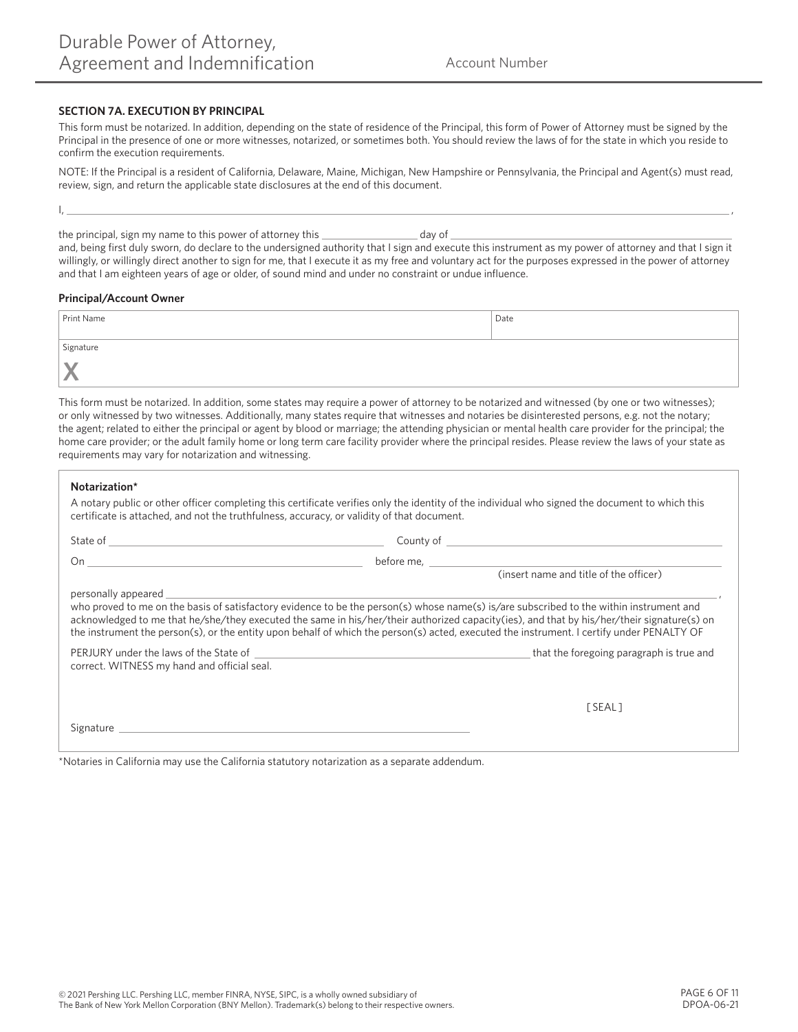Durable Power of Attorney, Agreement and Indemnification

Account Number

### SECTION 7A. EXECUTION BY PRINCIPAL

This form must be notarized. In addition, depending on the state of residence of the Principal, this form of Power of Attorney must be signed by the Principal in the presence of one or more witnesses, notarized, or sometimes both. You should review the laws of for the state in which you reside to confirm the execution requirements.

NOTE: If the Principal is a resident of California, Delaware, Maine, Michigan, New Hampshire or Pennsylvania, the Principal and Agent(s) must read, review, sign, and return the applicable state disclosures at the end of this document.

I, ______________________________________________________________________ ,

the principal, sign my name to this power of attorney this _______________ day of ______________________________ and, being first duly sworn, do declare to the undersigned authority that I sign and execute this instrument as my power of attorney and that I sign it willingly, or willingly direct another to sign for me, that I execute it as my free and voluntary act for the purposes expressed in the power of attorney and that I am eighteen years of age or older, of sound mind and under no constraint or undue influence.

**Principal/Account Owner**

| Print Name | Date |
|---|---|
| Signature<br>X | |

This form must be notarized. In addition, some states may require a power of attorney to be notarized and witnessed (by one or two witnesses); or only witnessed by two witnesses. Additionally, many states require that witnesses and notaries be disinterested persons, e.g. not the notary; the agent; related to either the principal or agent by blood or marriage; the attending physician or mental health care provider for the principal; the home care provider; or the adult family home or long term care facility provider where the principal resides. Please review the laws of your state as requirements may vary for notarization and witnessing.

**Notarization***

A notary public or other officer completing this certificate verifies only the identity of the individual who signed the document to which this certificate is attached, and not the truthfulness, accuracy, or validity of that document.

State of ______________________________ County of ______________________________

On ______________________________ before me, ______________________________
(insert name and title of the officer)

personally appeared ______________________________________________________________________ ,
who proved to me on the basis of satisfactory evidence to be the person(s) whose name(s) is/are subscribed to the within instrument and acknowledged to me that he/she/they executed the same in his/her/their authorized capacity(ies), and that by his/her/their signature(s) on the instrument the person(s), or the entity upon behalf of which the person(s) acted, executed the instrument. I certify under PENALTY OF PERJURY under the laws of the State of ______________________________ that the foregoing paragraph is true and correct. WITNESS my hand and official seal.

[ SEAL ]

Signature ______________________________________________

*Notaries in California may use the California statutory notarization as a separate addendum.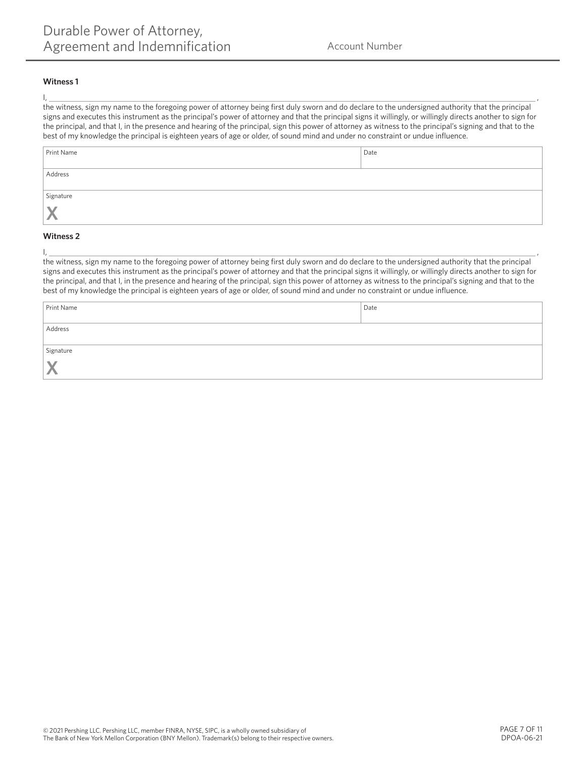### Witness 1

I, \_\_\_\_\_\_\_\_\_\_\_\_\_\_\_\_\_\_\_\_\_\_\_\_\_\_\_\_\_\_\_\_\_\_\_\_\_\_\_\_\_\_\_\_\_\_\_\_\_\_\_\_\_\_\_\_\_\_\_\_ ,
the witness, sign my name to the foregoing power of attorney being first duly sworn and do declare to the undersigned authority that the principal signs and executes this instrument as the principal's power of attorney and that the principal signs it willingly, or willingly directs another to sign for the principal, and that I, in the presence and hearing of the principal, sign this power of attorney as witness to the principal's signing and that to the best of my knowledge the principal is eighteen years of age or older, of sound mind and under no constraint or undue influence.

| Print Name | Date |
|---|---|
| Address | |
| Signature<br>X | |

### Witness 2

I, \_\_\_\_\_\_\_\_\_\_\_\_\_\_\_\_\_\_\_\_\_\_\_\_\_\_\_\_\_\_\_\_\_\_\_\_\_\_\_\_\_\_\_\_\_\_\_\_\_\_\_\_\_\_\_\_\_\_\_\_ ,
the witness, sign my name to the foregoing power of attorney being first duly sworn and do declare to the undersigned authority that the principal signs and executes this instrument as the principal's power of attorney and that the principal signs it willingly, or willingly directs another to sign for the principal, and that I, in the presence and hearing of the principal, sign this power of attorney as witness to the principal's signing and that to the best of my knowledge the principal is eighteen years of age or older, of sound mind and under no constraint or undue influence.

| Print Name | Date |
|---|---|
| Address | |
| Signature<br>X | |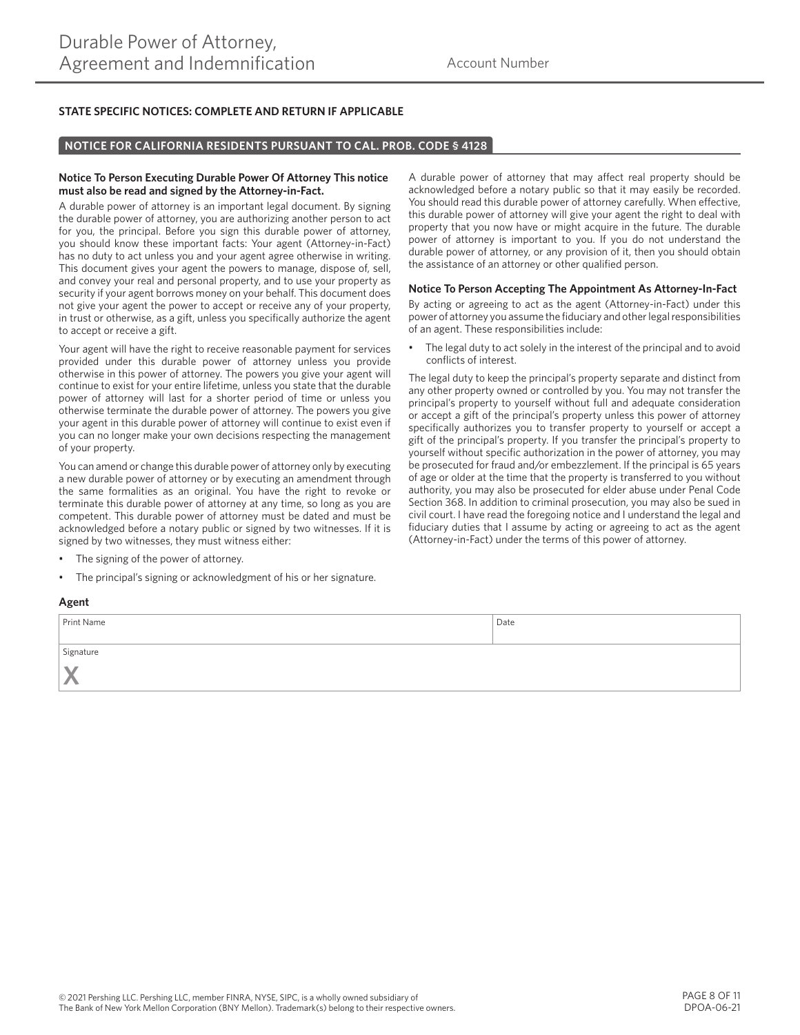# Durable Power of Attorney, Agreement and Indemnification

Account Number

**STATE SPECIFIC NOTICES: COMPLETE AND RETURN IF APPLICABLE**

## NOTICE FOR CALIFORNIA RESIDENTS PURSUANT TO CAL. PROB. CODE § 4128

**Notice To Person Executing Durable Power Of Attorney This notice must also be read and signed by the Attorney-in-Fact.**

A durable power of attorney is an important legal document. By signing the durable power of attorney, you are authorizing another person to act for you, the principal. Before you sign this durable power of attorney, you should know these important facts: Your agent (Attorney-in-Fact) has no duty to act unless you and your agent agree otherwise in writing. This document gives your agent the powers to manage, dispose of, sell, and convey your real and personal property, and to use your property as security if your agent borrows money on your behalf. This document does not give your agent the power to accept or receive any of your property, in trust or otherwise, as a gift, unless you specifically authorize the agent to accept or receive a gift.

Your agent will have the right to receive reasonable payment for services provided under this durable power of attorney unless you provide otherwise in this power of attorney. The powers you give your agent will continue to exist for your entire lifetime, unless you state that the durable power of attorney will last for a shorter period of time or unless you otherwise terminate the durable power of attorney. The powers you give your agent in this durable power of attorney will continue to exist even if you can no longer make your own decisions respecting the management of your property.

You can amend or change this durable power of attorney only by executing a new durable power of attorney or by executing an amendment through the same formalities as an original. You have the right to revoke or terminate this durable power of attorney at any time, so long as you are competent. This durable power of attorney must be dated and must be acknowledged before a notary public or signed by two witnesses. If it is signed by two witnesses, they must witness either:

- The signing of the power of attorney.
- The principal's signing or acknowledgment of his or her signature.

A durable power of attorney that may affect real property should be acknowledged before a notary public so that it may easily be recorded. You should read this durable power of attorney carefully. When effective, this durable power of attorney will give your agent the right to deal with property that you now have or might acquire in the future. The durable power of attorney is important to you. If you do not understand the durable power of attorney, or any provision of it, then you should obtain the assistance of an attorney or other qualified person.

**Notice To Person Accepting The Appointment As Attorney-In-Fact**

By acting or agreeing to act as the agent (Attorney-in-Fact) under this power of attorney you assume the fiduciary and other legal responsibilities of an agent. These responsibilities include:

- The legal duty to act solely in the interest of the principal and to avoid conflicts of interest.

The legal duty to keep the principal's property separate and distinct from any other property owned or controlled by you. You may not transfer the principal's property to yourself without full and adequate consideration or accept a gift of the principal's property unless this power of attorney specifically authorizes you to transfer property to yourself or accept a gift of the principal's property. If you transfer the principal's property to yourself without specific authorization in the power of attorney, you may be prosecuted for fraud and/or embezzlement. If the principal is 65 years of age or older at the time that the property is transferred to you without authority, you may also be prosecuted for elder abuse under Penal Code Section 368. In addition to criminal prosecution, you may also be sued in civil court. I have read the foregoing notice and I understand the legal and fiduciary duties that I assume by acting or agreeing to act as the agent (Attorney-in-Fact) under the terms of this power of attorney.

**Agent**

| Print Name | Date |
|---|---|
| Signature X | |

© 2021 Pershing LLC. Pershing LLC, member FINRA, NYSE, SIPC, is a wholly owned subsidiary of The Bank of New York Mellon Corporation (BNY Mellon). Trademark(s) belong to their respective owners.

DPOA-06-21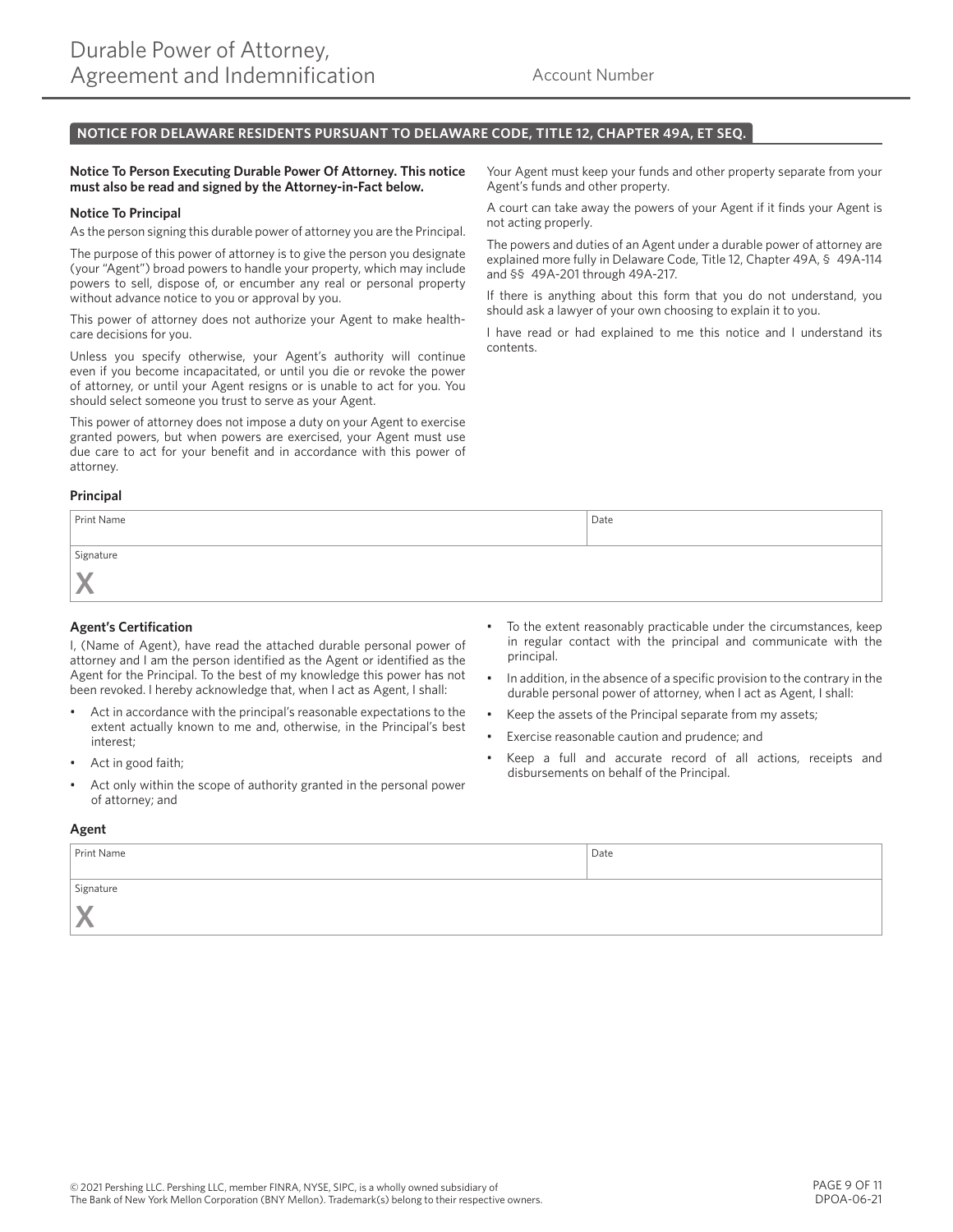# Durable Power of Attorney, Agreement and Indemnification

Account Number

## NOTICE FOR DELAWARE RESIDENTS PURSUANT TO DELAWARE CODE, TITLE 12, CHAPTER 49A, ET SEQ.

**Notice To Person Executing Durable Power Of Attorney. This notice must also be read and signed by the Attorney-in-Fact below.**

**Notice To Principal**

As the person signing this durable power of attorney you are the Principal.

The purpose of this power of attorney is to give the person you designate (your "Agent") broad powers to handle your property, which may include powers to sell, dispose of, or encumber any real or personal property without advance notice to you or approval by you.

This power of attorney does not authorize your Agent to make health-care decisions for you.

Unless you specify otherwise, your Agent's authority will continue even if you become incapacitated, or until you die or revoke the power of attorney, or until your Agent resigns or is unable to act for you. You should select someone you trust to serve as your Agent.

This power of attorney does not impose a duty on your Agent to exercise granted powers, but when powers are exercised, your Agent must use due care to act for your benefit and in accordance with this power of attorney.

Your Agent must keep your funds and other property separate from your Agent's funds and other property.

A court can take away the powers of your Agent if it finds your Agent is not acting properly.

The powers and duties of an Agent under a durable power of attorney are explained more fully in Delaware Code, Title 12, Chapter 49A, § 49A-114 and §§ 49A-201 through 49A-217.

If there is anything about this form that you do not understand, you should ask a lawyer of your own choosing to explain it to you.

I have read or had explained to me this notice and I understand its contents.

**Principal**

| Print Name | Date |
|---|---|
| | |

Signature

X

**Agent's Certification**

I, (Name of Agent), have read the attached durable personal power of attorney and I am the person identified as the Agent or identified as the Agent for the Principal. To the best of my knowledge this power has not been revoked. I hereby acknowledge that, when I act as Agent, I shall:

- Act in accordance with the principal's reasonable expectations to the extent actually known to me and, otherwise, in the Principal's best interest;
- Act in good faith;
- Act only within the scope of authority granted in the personal power of attorney; and
- To the extent reasonably practicable under the circumstances, keep in regular contact with the principal and communicate with the principal.
- In addition, in the absence of a specific provision to the contrary in the durable personal power of attorney, when I act as Agent, I shall:
- Keep the assets of the Principal separate from my assets;
- Exercise reasonable caution and prudence; and
- Keep a full and accurate record of all actions, receipts and disbursements on behalf of the Principal.

**Agent**

| Print Name | Date |
|---|---|
| | |

Signature

X

© 2021 Pershing LLC. Pershing LLC, member FINRA, NYSE, SIPC, is a wholly owned subsidiary of The Bank of New York Mellon Corporation (BNY Mellon). Trademark(s) belong to their respective owners.

DPOA-06-21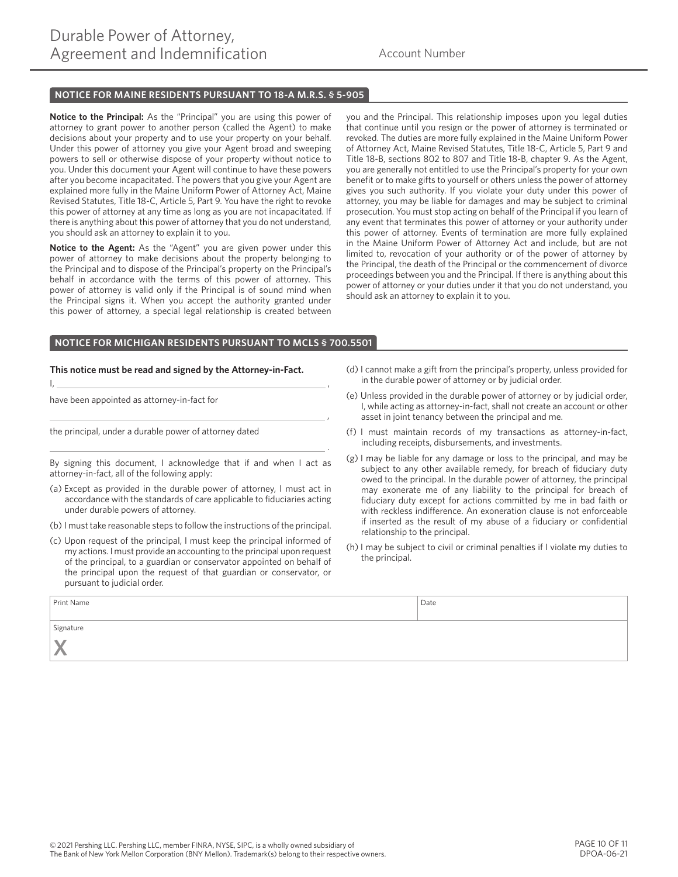# Durable Power of Attorney, Agreement and Indemnification

Account Number

## NOTICE FOR MAINE RESIDENTS PURSUANT TO 18-A M.R.S. § 5-905

**Notice to the Principal:** As the "Principal" you are using this power of attorney to grant power to another person (called the Agent) to make decisions about your property and to use your property on your behalf. Under this power of attorney you give your Agent broad and sweeping powers to sell or otherwise dispose of your property without notice to you. Under this document your Agent will continue to have these powers after you become incapacitated. The powers that you give your Agent are explained more fully in the Maine Uniform Power of Attorney Act, Maine Revised Statutes, Title 18-C, Article 5, Part 9. You have the right to revoke this power of attorney at any time as long as you are not incapacitated. If there is anything about this power of attorney that you do not understand, you should ask an attorney to explain it to you.

**Notice to the Agent:** As the "Agent" you are given power under this power of attorney to make decisions about the property belonging to the Principal and to dispose of the Principal's property on the Principal's behalf in accordance with the terms of this power of attorney. This power of attorney is valid only if the Principal is of sound mind when the Principal signs it. When you accept the authority granted under this power of attorney, a special legal relationship is created between you and the Principal. This relationship imposes upon you legal duties that continue until you resign or the power of attorney is terminated or revoked. The duties are more fully explained in the Maine Uniform Power of Attorney Act, Maine Revised Statutes, Title 18-C, Article 5, Part 9 and Title 18-B, sections 802 to 807 and Title 18-B, chapter 9. As the Agent, you are generally not entitled to use the Principal's property for your own benefit or to make gifts to yourself or others unless the power of attorney gives you such authority. If you violate your duty under this power of attorney, you may be liable for damages and may be subject to criminal prosecution. You must stop acting on behalf of the Principal if you learn of any event that terminates this power of attorney or your authority under this power of attorney. Events of termination are more fully explained in the Maine Uniform Power of Attorney Act and include, but are not limited to, revocation of your authority or of the power of attorney by the Principal, the death of the Principal or the commencement of divorce proceedings between you and the Principal. If there is anything about this power of attorney or your duties under it that you do not understand, you should ask an attorney to explain it to you.

## NOTICE FOR MICHIGAN RESIDENTS PURSUANT TO MCLS § 700.5501

**This notice must be read and signed by the Attorney-in-Fact.**

I, ______________________________,

have been appointed as attorney-in-fact for

______________________________,

the principal, under a durable power of attorney dated

______________________________.

By signing this document, I acknowledge that if and when I act as attorney-in-fact, all of the following apply:

(a) Except as provided in the durable power of attorney, I must act in accordance with the standards of care applicable to fiduciaries acting under durable powers of attorney.

(b) I must take reasonable steps to follow the instructions of the principal.

(c) Upon request of the principal, I must keep the principal informed of my actions. I must provide an accounting to the principal upon request of the principal, to a guardian or conservator appointed on behalf of the principal upon the request of that guardian or conservator, or pursuant to judicial order.

(d) I cannot make a gift from the principal's property, unless provided for in the durable power of attorney or by judicial order.

(e) Unless provided in the durable power of attorney or by judicial order, I, while acting as attorney-in-fact, shall not create an account or other asset in joint tenancy between the principal and me.

(f) I must maintain records of my transactions as attorney-in-fact, including receipts, disbursements, and investments.

(g) I may be liable for any damage or loss to the principal, and may be subject to any other available remedy, for breach of fiduciary duty owed to the principal. In the durable power of attorney, the principal may exonerate me of any liability to the principal for breach of fiduciary duty except for actions committed by me in bad faith or with reckless indifference. An exoneration clause is not enforceable if inserted as the result of my abuse of a fiduciary or confidential relationship to the principal.

(h) I may be subject to civil or criminal penalties if I violate my duties to the principal.

| Print Name | Date |
|---|---|
| | |

| Signature |
|---|
| X |

© 2021 Pershing LLC. Pershing LLC, member FINRA, NYSE, SIPC, is a wholly owned subsidiary of The Bank of New York Mellon Corporation (BNY Mellon). Trademark(s) belong to their respective owners.

DPOA-06-21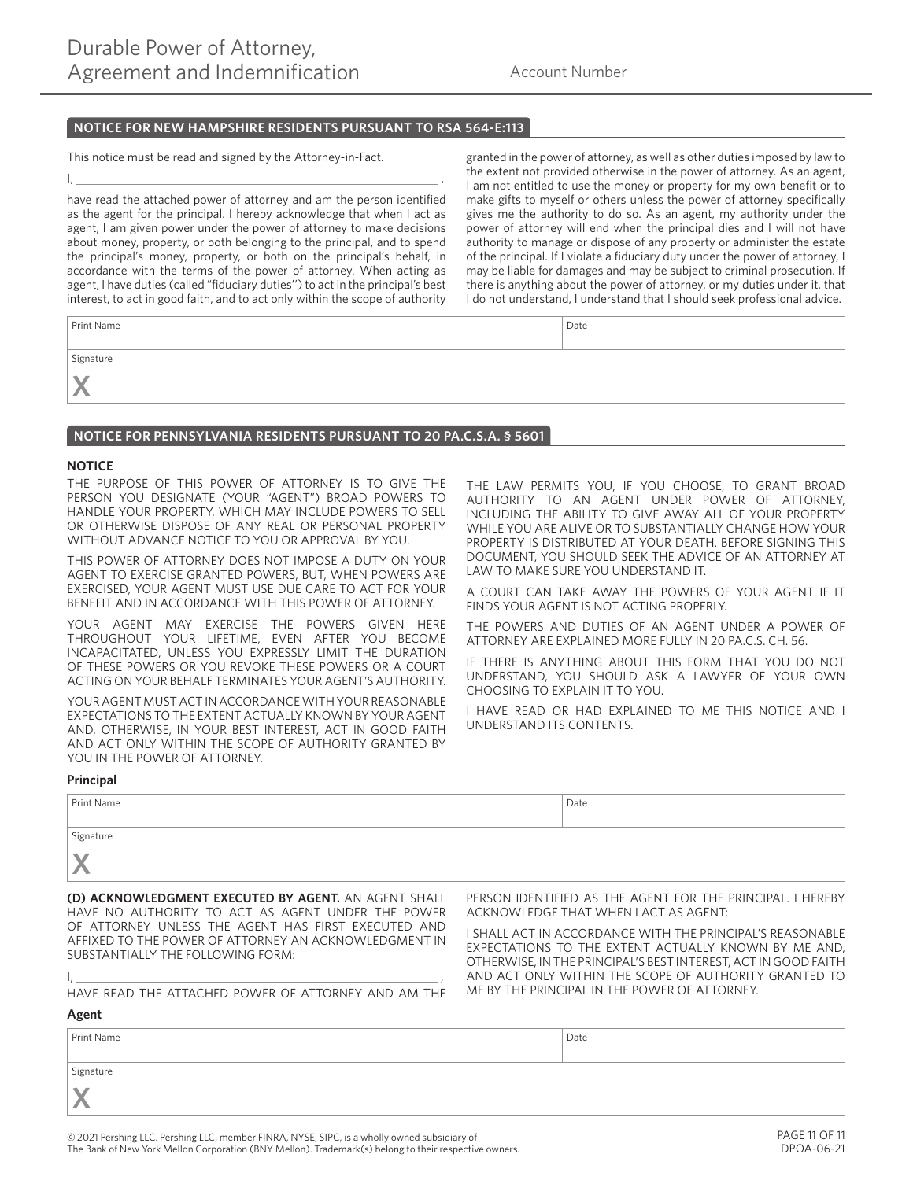# Durable Power of Attorney, Agreement and Indemnification

Account Number

## NOTICE FOR NEW HAMPSHIRE RESIDENTS PURSUANT TO RSA 564-E:113

This notice must be read and signed by the Attorney-in-Fact.

I, \_\_\_\_\_\_\_\_\_\_\_\_\_\_\_\_\_\_\_\_\_\_\_\_\_\_\_\_\_\_\_\_\_\_\_\_\_\_\_\_\_\_\_\_,

have read the attached power of attorney and am the person identified as the agent for the principal. I hereby acknowledge that when I act as agent, I am given power under the power of attorney to make decisions about money, property, or both belonging to the principal, and to spend the principal's money, property, or both on the principal's behalf, in accordance with the terms of the power of attorney. When acting as agent, I have duties (called "fiduciary duties") to act in the principal's best interest, to act in good faith, and to act only within the scope of authority granted in the power of attorney, as well as other duties imposed by law to the extent not provided otherwise in the power of attorney. As an agent, I am not entitled to use the money or property for my own benefit or to make gifts to myself or others unless the power of attorney specifically gives me the authority to do so. As an agent, my authority under the power of attorney will end when the principal dies and I will not have authority to manage or dispose of any property or administer the estate of the principal. If I violate a fiduciary duty under the power of attorney, I may be liable for damages and may be subject to criminal prosecution. If there is anything about the power of attorney, or my duties under it, that I do not understand, I understand that I should seek professional advice.

| Print Name | Date |
|---|---|
| Signature<br>X | |

## NOTICE FOR PENNSYLVANIA RESIDENTS PURSUANT TO 20 PA.C.S.A. § 5601

**NOTICE**

THE PURPOSE OF THIS POWER OF ATTORNEY IS TO GIVE THE PERSON YOU DESIGNATE (YOUR "AGENT") BROAD POWERS TO HANDLE YOUR PROPERTY, WHICH MAY INCLUDE POWERS TO SELL OR OTHERWISE DISPOSE OF ANY REAL OR PERSONAL PROPERTY WITHOUT ADVANCE NOTICE TO YOU OR APPROVAL BY YOU.

THIS POWER OF ATTORNEY DOES NOT IMPOSE A DUTY ON YOUR AGENT TO EXERCISE GRANTED POWERS, BUT, WHEN POWERS ARE EXERCISED, YOUR AGENT MUST USE DUE CARE TO ACT FOR YOUR BENEFIT AND IN ACCORDANCE WITH THIS POWER OF ATTORNEY.

YOUR AGENT MAY EXERCISE THE POWERS GIVEN HERE THROUGHOUT YOUR LIFETIME, EVEN AFTER YOU BECOME INCAPACITATED, UNLESS YOU EXPRESSLY LIMIT THE DURATION OF THESE POWERS OR YOU REVOKE THESE POWERS OR A COURT ACTING ON YOUR BEHALF TERMINATES YOUR AGENT'S AUTHORITY.

YOUR AGENT MUST ACT IN ACCORDANCE WITH YOUR REASONABLE EXPECTATIONS TO THE EXTENT ACTUALLY KNOWN BY YOUR AGENT AND, OTHERWISE, IN YOUR BEST INTEREST, ACT IN GOOD FAITH AND ACT ONLY WITHIN THE SCOPE OF AUTHORITY GRANTED BY YOU IN THE POWER OF ATTORNEY.

THE LAW PERMITS YOU, IF YOU CHOOSE, TO GRANT BROAD AUTHORITY TO AN AGENT UNDER POWER OF ATTORNEY, INCLUDING THE ABILITY TO GIVE AWAY ALL OF YOUR PROPERTY WHILE YOU ARE ALIVE OR TO SUBSTANTIALLY CHANGE HOW YOUR PROPERTY IS DISTRIBUTED AT YOUR DEATH. BEFORE SIGNING THIS DOCUMENT, YOU SHOULD SEEK THE ADVICE OF AN ATTORNEY AT LAW TO MAKE SURE YOU UNDERSTAND IT.

A COURT CAN TAKE AWAY THE POWERS OF YOUR AGENT IF IT FINDS YOUR AGENT IS NOT ACTING PROPERLY.

THE POWERS AND DUTIES OF AN AGENT UNDER A POWER OF ATTORNEY ARE EXPLAINED MORE FULLY IN 20 PA.C.S. CH. 56.

IF THERE IS ANYTHING ABOUT THIS FORM THAT YOU DO NOT UNDERSTAND, YOU SHOULD ASK A LAWYER OF YOUR OWN CHOOSING TO EXPLAIN IT TO YOU.

I HAVE READ OR HAD EXPLAINED TO ME THIS NOTICE AND I UNDERSTAND ITS CONTENTS.

**Principal**

| Print Name | Date |
|---|---|
| Signature<br>X | |

**(D) ACKNOWLEDGMENT EXECUTED BY AGENT.** AN AGENT SHALL HAVE NO AUTHORITY TO ACT AS AGENT UNDER THE POWER OF ATTORNEY UNLESS THE AGENT HAS FIRST EXECUTED AND AFFIXED TO THE POWER OF ATTORNEY AN ACKNOWLEDGMENT IN SUBSTANTIALLY THE FOLLOWING FORM:

I, \_\_\_\_\_\_\_\_\_\_\_\_\_\_\_\_\_\_\_\_\_\_\_\_\_\_\_\_\_\_\_\_\_\_\_\_\_\_\_\_\_\_\_\_,

HAVE READ THE ATTACHED POWER OF ATTORNEY AND AM THE PERSON IDENTIFIED AS THE AGENT FOR THE PRINCIPAL. I HEREBY ACKNOWLEDGE THAT WHEN I ACT AS AGENT:

I SHALL ACT IN ACCORDANCE WITH THE PRINCIPAL'S REASONABLE EXPECTATIONS TO THE EXTENT ACTUALLY KNOWN BY ME AND, OTHERWISE, IN THE PRINCIPAL'S BEST INTEREST, ACT IN GOOD FAITH AND ACT ONLY WITHIN THE SCOPE OF AUTHORITY GRANTED TO ME BY THE PRINCIPAL IN THE POWER OF ATTORNEY.

**Agent**

| Print Name | Date |
|---|---|
| Signature<br>X | |

© 2021 Pershing LLC. Pershing LLC, member FINRA, NYSE, SIPC, is a wholly owned subsidiary of The Bank of New York Mellon Corporation (BNY Mellon). Trademark(s) belong to their respective owners.

DPOA-06-21